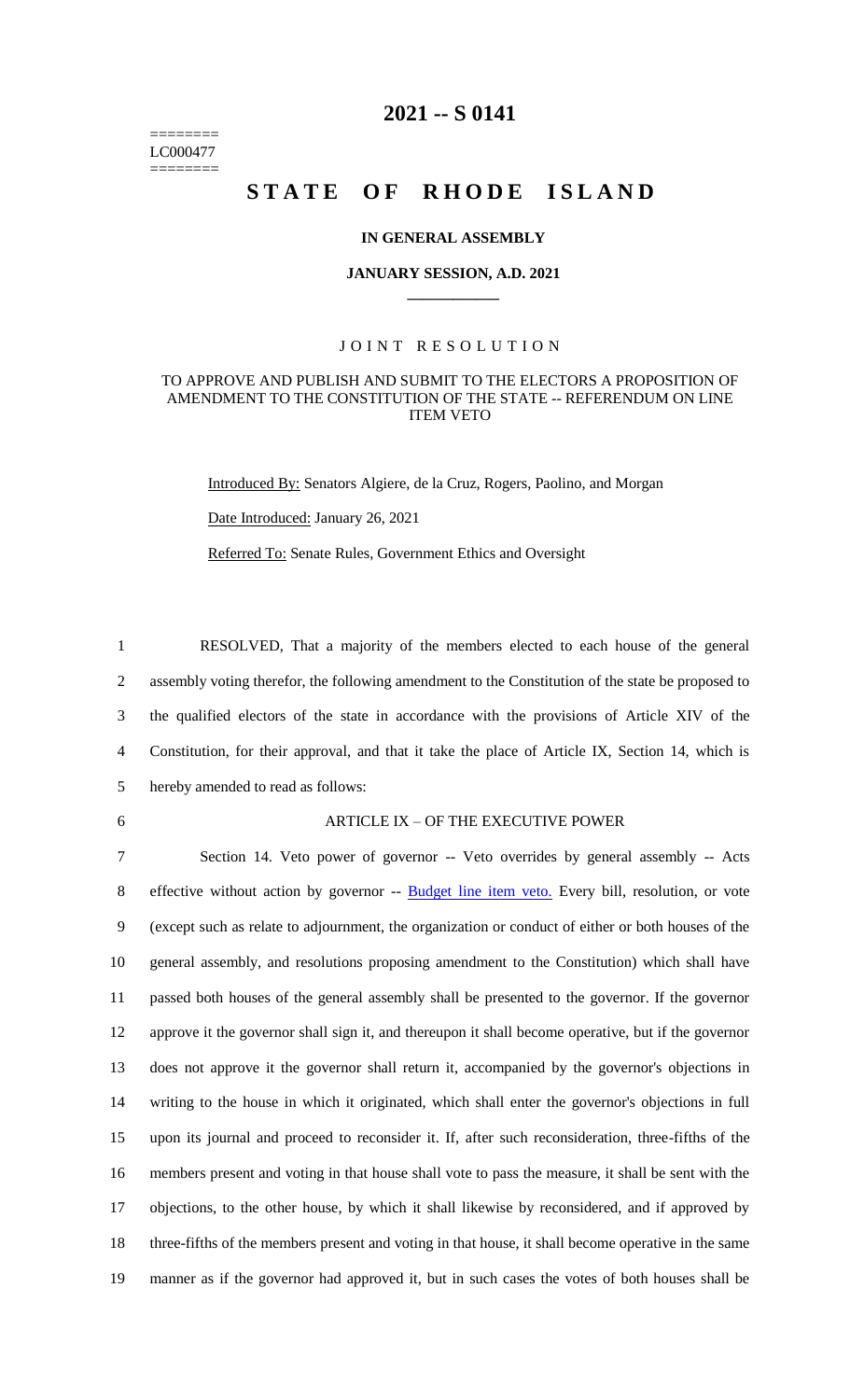========
LC000477
========

# 2021 -- S 0141

# STATE OF RHODE ISLAND

### IN GENERAL ASSEMBLY

### JANUARY SESSION, A.D. 2021

____________

### JOINT RESOLUTION

### TO APPROVE AND PUBLISH AND SUBMIT TO THE ELECTORS A PROPOSITION OF AMENDMENT TO THE CONSTITUTION OF THE STATE -- REFERENDUM ON LINE ITEM VETO

Introduced By: Senators Algiere, de la Cruz, Rogers, Paolino, and Morgan

Date Introduced: January 26, 2021

Referred To: Senate Rules, Government Ethics and Oversight

RESOLVED, That a majority of the members elected to each house of the general assembly voting therefor, the following amendment to the Constitution of the state be proposed to the qualified electors of the state in accordance with the provisions of Article XIV of the Constitution, for their approval, and that it take the place of Article IX, Section 14, which is hereby amended to read as follows:

ARTICLE IX – OF THE EXECUTIVE POWER

Section 14. Veto power of governor -- Veto overrides by general assembly -- Acts effective without action by governor -- Budget line item veto. Every bill, resolution, or vote (except such as relate to adjournment, the organization or conduct of either or both houses of the general assembly, and resolutions proposing amendment to the Constitution) which shall have passed both houses of the general assembly shall be presented to the governor. If the governor approve it the governor shall sign it, and thereupon it shall become operative, but if the governor does not approve it the governor shall return it, accompanied by the governor's objections in writing to the house in which it originated, which shall enter the governor's objections in full upon its journal and proceed to reconsider it. If, after such reconsideration, three-fifths of the members present and voting in that house shall vote to pass the measure, it shall be sent with the objections, to the other house, by which it shall likewise by reconsidered, and if approved by three-fifths of the members present and voting in that house, it shall become operative in the same manner as if the governor had approved it, but in such cases the votes of both houses shall be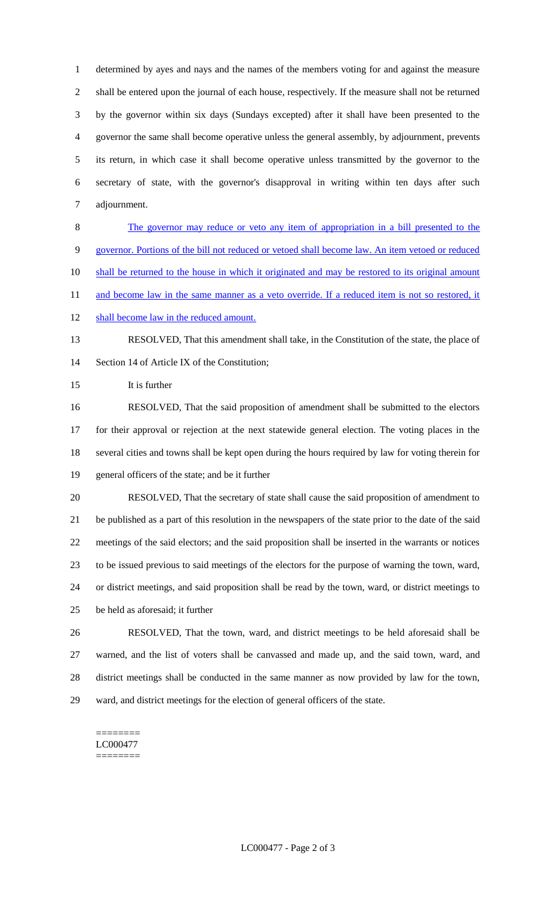determined by ayes and nays and the names of the members voting for and against the measure shall be entered upon the journal of each house, respectively. If the measure shall not be returned by the governor within six days (Sundays excepted) after it shall have been presented to the governor the same shall become operative unless the general assembly, by adjournment, prevents its return, in which case it shall become operative unless transmitted by the governor to the secretary of state, with the governor's disapproval in writing within ten days after such adjournment.

The governor may reduce or veto any item of appropriation in a bill presented to the governor. Portions of the bill not reduced or vetoed shall become law. An item vetoed or reduced shall be returned to the house in which it originated and may be restored to its original amount and become law in the same manner as a veto override. If a reduced item is not so restored, it shall become law in the reduced amount.

RESOLVED, That this amendment shall take, in the Constitution of the state, the place of Section 14 of Article IX of the Constitution;

It is further

RESOLVED, That the said proposition of amendment shall be submitted to the electors for their approval or rejection at the next statewide general election. The voting places in the several cities and towns shall be kept open during the hours required by law for voting therein for general officers of the state; and be it further

RESOLVED, That the secretary of state shall cause the said proposition of amendment to be published as a part of this resolution in the newspapers of the state prior to the date of the said meetings of the said electors; and the said proposition shall be inserted in the warrants or notices to be issued previous to said meetings of the electors for the purpose of warning the town, ward, or district meetings, and said proposition shall be read by the town, ward, or district meetings to be held as aforesaid; it further

RESOLVED, That the town, ward, and district meetings to be held aforesaid shall be warned, and the list of voters shall be canvassed and made up, and the said town, ward, and district meetings shall be conducted in the same manner as now provided by law for the town, ward, and district meetings for the election of general officers of the state.

========
LC000477
========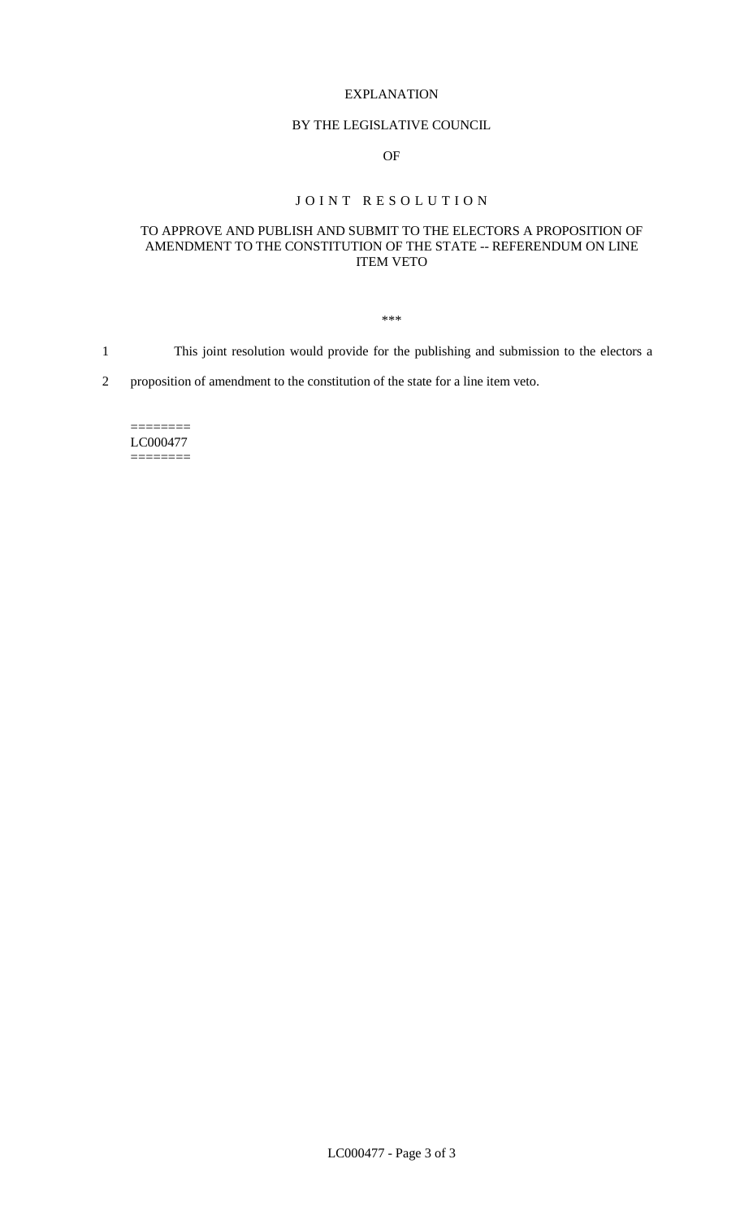EXPLANATION

BY THE LEGISLATIVE COUNCIL

OF

# J O I N T R E S O L U T I O N

TO APPROVE AND PUBLISH AND SUBMIT TO THE ELECTORS A PROPOSITION OF AMENDMENT TO THE CONSTITUTION OF THE STATE -- REFERENDUM ON LINE ITEM VETO

\*\*\*

1 This joint resolution would provide for the publishing and submission to the electors a

2 proposition of amendment to the constitution of the state for a line item veto.

========
LC000477
========